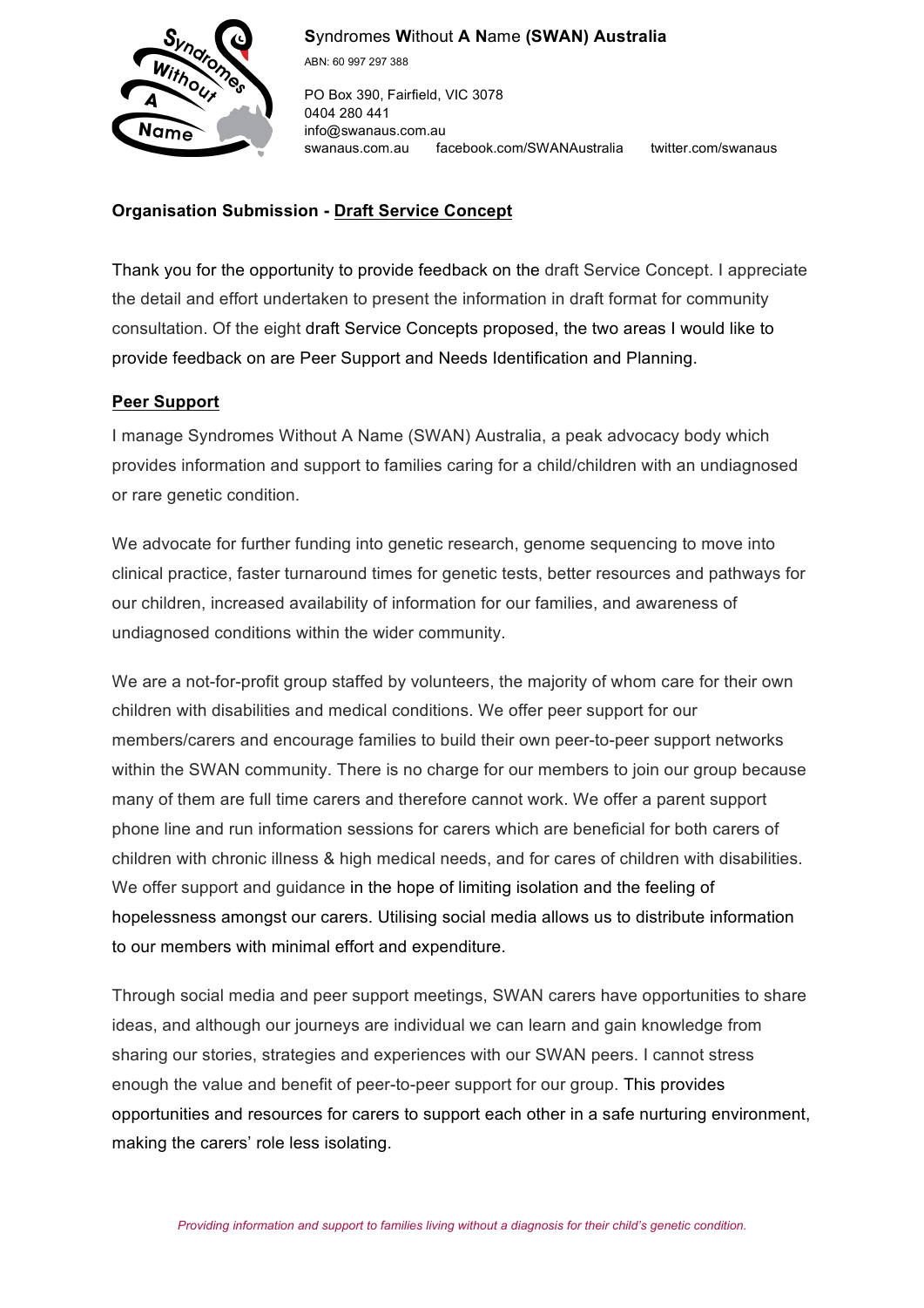**Syndromes Without A Name (SWAN) Australia**

ABN: 60 997 297 388

PO Box 390, Fairfield, VIC 3078
0404 280 441
info@swanaus.com.au
swanaus.com.au facebook.com/SWANAustralia twitter.com/swanaus

**Organisation Submission - Draft Service Concept**

Thank you for the opportunity to provide feedback on the draft Service Concept. I appreciate the detail and effort undertaken to present the information in draft format for community consultation. Of the eight draft Service Concepts proposed, the two areas I would like to provide feedback on are Peer Support and Needs Identification and Planning.

**Peer Support**

I manage Syndromes Without A Name (SWAN) Australia, a peak advocacy body which provides information and support to families caring for a child/children with an undiagnosed or rare genetic condition.

We advocate for further funding into genetic research, genome sequencing to move into clinical practice, faster turnaround times for genetic tests, better resources and pathways for our children, increased availability of information for our families, and awareness of undiagnosed conditions within the wider community.

We are a not-for-profit group staffed by volunteers, the majority of whom care for their own children with disabilities and medical conditions. We offer peer support for our members/carers and encourage families to build their own peer-to-peer support networks within the SWAN community. There is no charge for our members to join our group because many of them are full time carers and therefore cannot work. We offer a parent support phone line and run information sessions for carers which are beneficial for both carers of children with chronic illness & high medical needs, and for cares of children with disabilities. We offer support and guidance in the hope of limiting isolation and the feeling of hopelessness amongst our carers. Utilising social media allows us to distribute information to our members with minimal effort and expenditure.

Through social media and peer support meetings, SWAN carers have opportunities to share ideas, and although our journeys are individual we can learn and gain knowledge from sharing our stories, strategies and experiences with our SWAN peers. I cannot stress enough the value and benefit of peer-to-peer support for our group. This provides opportunities and resources for carers to support each other in a safe nurturing environment, making the carers' role less isolating.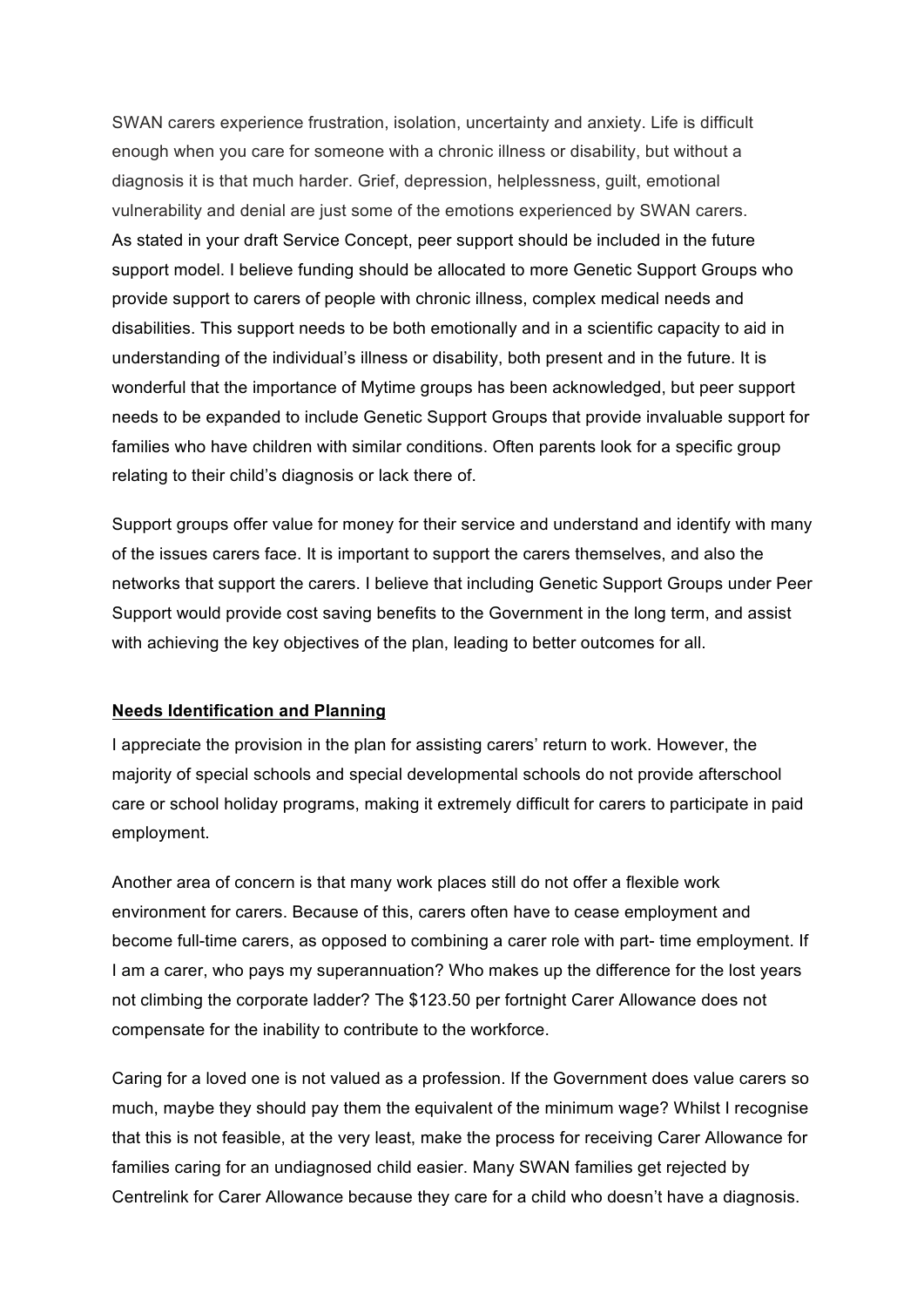SWAN carers experience frustration, isolation, uncertainty and anxiety. Life is difficult enough when you care for someone with a chronic illness or disability, but without a diagnosis it is that much harder. Grief, depression, helplessness, guilt, emotional vulnerability and denial are just some of the emotions experienced by SWAN carers. As stated in your draft Service Concept, peer support should be included in the future support model. I believe funding should be allocated to more Genetic Support Groups who provide support to carers of people with chronic illness, complex medical needs and disabilities. This support needs to be both emotionally and in a scientific capacity to aid in understanding of the individual's illness or disability, both present and in the future. It is wonderful that the importance of Mytime groups has been acknowledged, but peer support needs to be expanded to include Genetic Support Groups that provide invaluable support for families who have children with similar conditions. Often parents look for a specific group relating to their child's diagnosis or lack there of.

Support groups offer value for money for their service and understand and identify with many of the issues carers face. It is important to support the carers themselves, and also the networks that support the carers. I believe that including Genetic Support Groups under Peer Support would provide cost saving benefits to the Government in the long term, and assist with achieving the key objectives of the plan, leading to better outcomes for all.

**Needs Identification and Planning**

I appreciate the provision in the plan for assisting carers' return to work. However, the majority of special schools and special developmental schools do not provide afterschool care or school holiday programs, making it extremely difficult for carers to participate in paid employment.

Another area of concern is that many work places still do not offer a flexible work environment for carers. Because of this, carers often have to cease employment and become full-time carers, as opposed to combining a carer role with part- time employment. If I am a carer, who pays my superannuation? Who makes up the difference for the lost years not climbing the corporate ladder? The $123.50 per fortnight Carer Allowance does not compensate for the inability to contribute to the workforce.

Caring for a loved one is not valued as a profession. If the Government does value carers so much, maybe they should pay them the equivalent of the minimum wage? Whilst I recognise that this is not feasible, at the very least, make the process for receiving Carer Allowance for families caring for an undiagnosed child easier. Many SWAN families get rejected by Centrelink for Carer Allowance because they care for a child who doesn't have a diagnosis.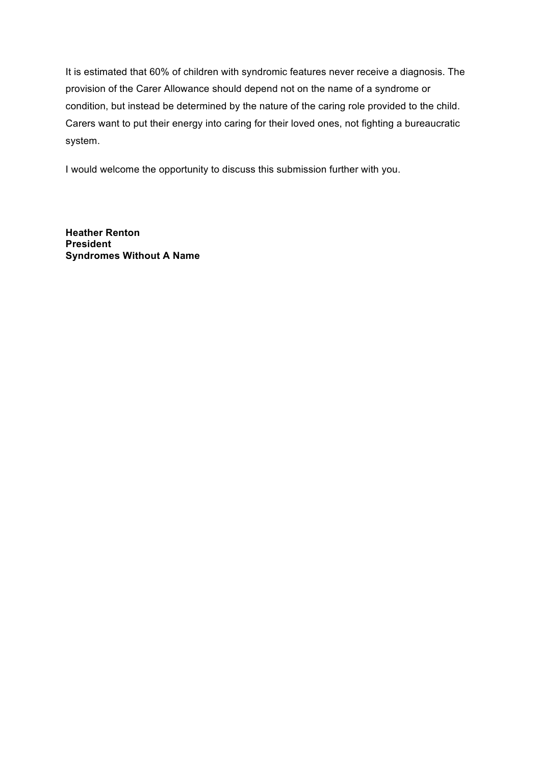It is estimated that 60% of children with syndromic features never receive a diagnosis. The provision of the Carer Allowance should depend not on the name of a syndrome or condition, but instead be determined by the nature of the caring role provided to the child. Carers want to put their energy into caring for their loved ones, not fighting a bureaucratic system.

I would welcome the opportunity to discuss this submission further with you.

**Heather Renton**
**President**
**Syndromes Without A Name**